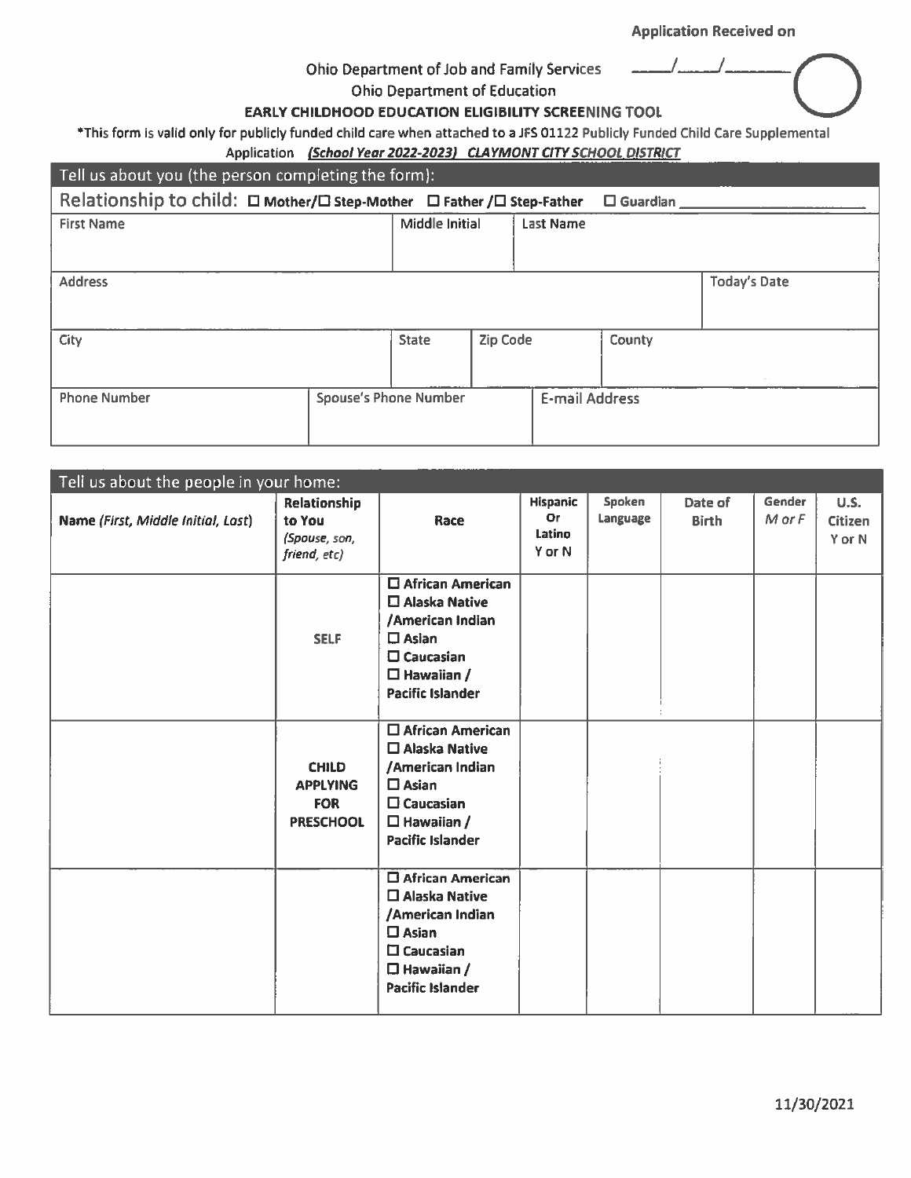Application Received on

\_\_\_\_/\_\_\_\_/\_\_\_\_\_\_

Ohio Department of Job and Family Services

Ohio Department of Education

**EARLY CHILDHOOD EDUCATION ELIGIBILITY SCREENING TOOL**

**\*This form is valid only for publicly funded child care when attached to a JFS 01122 Publicly Funded Child Care Supplemental Application** ***(School Year 2022-2023) CLAYMONT CITY SCHOOL DISTRICT***

## Tell us about you (the person completing the form):

Relationship to child: ☐ **Mother**/☐ **Step-Mother** ☐ **Father** /☐ **Step-Father** ☐ **Guardian** \_\_\_\_\_\_\_\_\_\_\_\_\_\_\_\_

| First Name | Middle Initial | Last Name | |
|---|---|---|---|
| | | | |

| Address | Today's Date |
|---|---|
| | |

| City | State | Zip Code | County |
|---|---|---|---|
| | | | |

| Phone Number | Spouse's Phone Number | E-mail Address |
|---|---|---|
| | | |

## Tell us about the people in your home:

| Name *(First, Middle Initial, Last)* | Relationship to You *(Spouse, son, friend, etc)* | Race | Hispanic Or Latino Y or N | Spoken Language | Date of Birth | Gender *M or F* | U.S. Citizen Y or N |
|---|---|---|---|---|---|---|---|
| | **SELF** | ☐ **African American** ☐ **Alaska Native /American Indian** ☐ **Asian** ☐ **Caucasian** ☐ **Hawaiian / Pacific Islander** | | | | | |
| | **CHILD APPLYING FOR PRESCHOOL** | ☐ **African American** ☐ **Alaska Native /American Indian** ☐ **Asian** ☐ **Caucasian** ☐ **Hawaiian / Pacific Islander** | | | | | |
| | | ☐ **African American** ☐ **Alaska Native /American Indian** ☐ **Asian** ☐ **Caucasian** ☐ **Hawaiian / Pacific Islander** | | | | | |

11/30/2021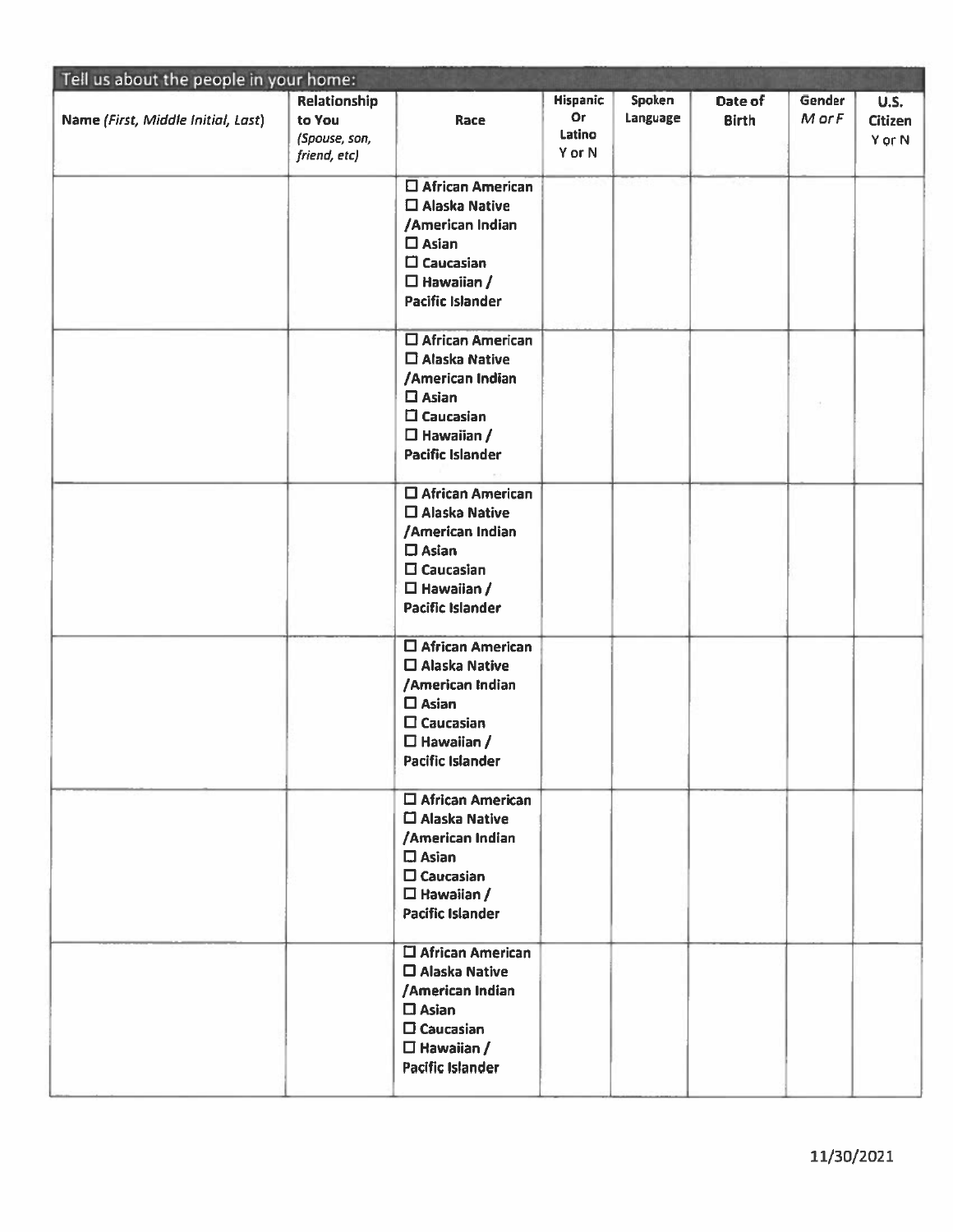## Tell us about the people in your home:

| Name *(First, Middle Initial, Last)* | Relationship to You *(Spouse, son, friend, etc)* | Race | Hispanic Or Latino Y or N | Spoken Language | Date of Birth | Gender *M or F* | U.S. Citizen Y or N |
|---|---|---|---|---|---|---|---|
| | | ☐ African American<br>☐ Alaska Native /American Indian<br>☐ Asian<br>☐ Caucasian<br>☐ Hawaiian / Pacific Islander | | | | | |
| | | ☐ African American<br>☐ Alaska Native /American Indian<br>☐ Asian<br>☐ Caucasian<br>☐ Hawaiian / Pacific Islander | | | | | |
| | | ☐ African American<br>☐ Alaska Native /American Indian<br>☐ Asian<br>☐ Caucasian<br>☐ Hawaiian / Pacific Islander | | | | | |
| | | ☐ African American<br>☐ Alaska Native /American Indian<br>☐ Asian<br>☐ Caucasian<br>☐ Hawaiian / Pacific Islander | | | | | |
| | | ☐ African American<br>☐ Alaska Native /American Indian<br>☐ Asian<br>☐ Caucasian<br>☐ Hawaiian / Pacific Islander | | | | | |
| | | ☐ African American<br>☐ Alaska Native /American Indian<br>☐ Asian<br>☐ Caucasian<br>☐ Hawaiian / Pacific Islander | | | | | |

11/30/2021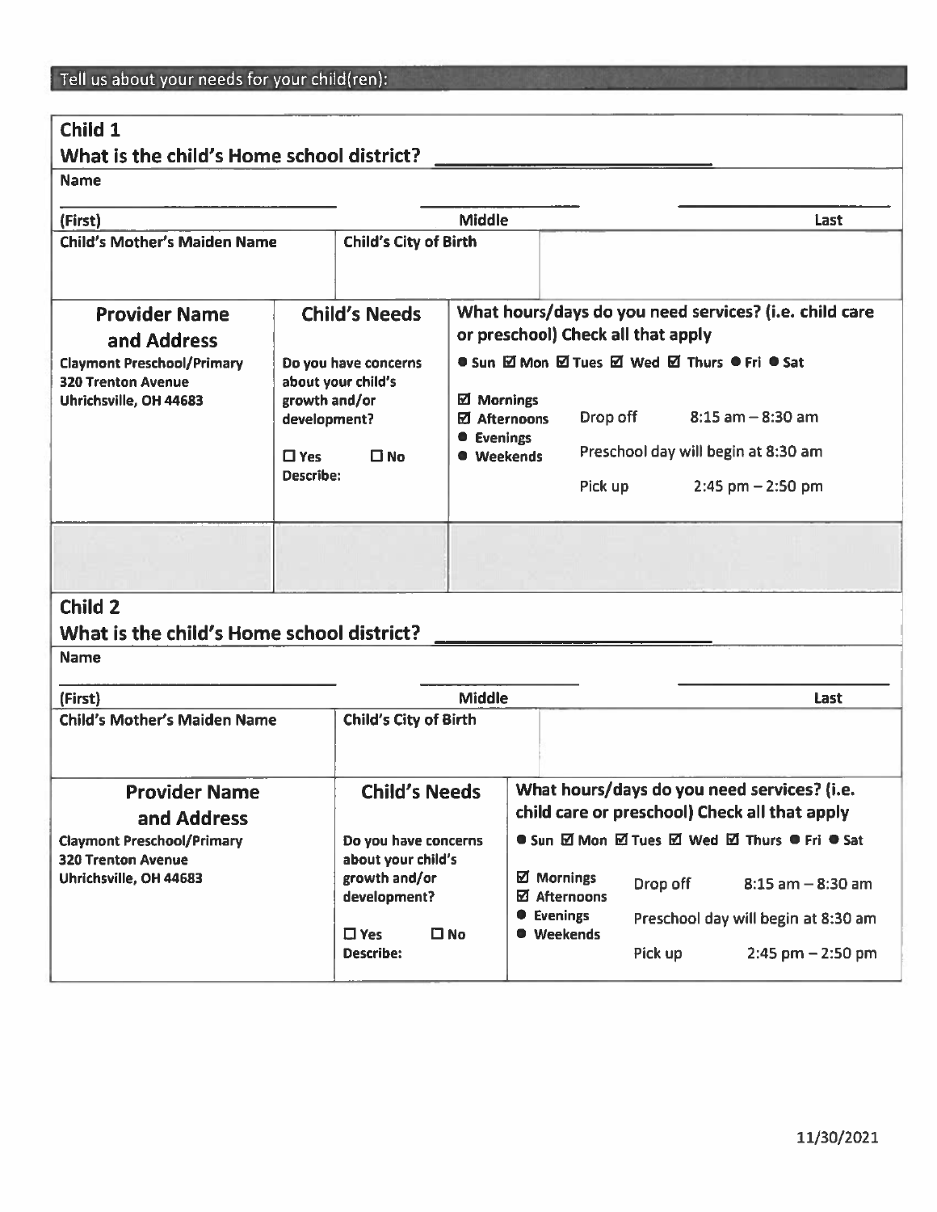## Tell us about your needs for your child(ren):

### Child 1

**What is the child's Home school district?** ____________________

**Name**

| ____________________ | ____________________ | ____________________ |
|---|---|---|
| (First) | Middle | Last |

| Child's Mother's Maiden Name | Child's City of Birth | |
|---|---|---|
| | | |

| Provider Name and Address | Child's Needs | What hours/days do you need services? (i.e. child care or preschool) Check all that apply |
|---|---|---|
| Claymont Preschool/Primary<br>320 Trenton Avenue<br>Uhrichsville, OH 44683 | Do you have concerns about your child's growth and/or development?<br><br>☐ Yes ☐ No<br>Describe: | ● Sun ☑ Mon ☑ Tues ☑ Wed ☑ Thurs ● Fri ● Sat<br><br>☑ Mornings<br>☑ Afternoons<br>● Evenings<br>● Weekends<br><br>Drop off 8:15 am – 8:30 am<br>Preschool day will begin at 8:30 am<br>Pick up 2:45 pm – 2:50 pm |
| | | |

### Child 2

**What is the child's Home school district?** ____________________

**Name**

| ____________________ | ____________________ | ____________________ |
|---|---|---|
| (First) | Middle | Last |

| Child's Mother's Maiden Name | Child's City of Birth | |
|---|---|---|
| | | |

| Provider Name and Address | Child's Needs | What hours/days do you need services? (i.e. child care or preschool) Check all that apply |
|---|---|---|
| Claymont Preschool/Primary<br>320 Trenton Avenue<br>Uhrichsville, OH 44683 | Do you have concerns about your child's growth and/or development?<br><br>☐ Yes ☐ No<br>Describe: | ● Sun ☑ Mon ☑ Tues ☑ Wed ☑ Thurs ● Fri ● Sat<br><br>☑ Mornings<br>☑ Afternoons<br>● Evenings<br>● Weekends<br><br>Drop off 8:15 am – 8:30 am<br>Preschool day will begin at 8:30 am<br>Pick up 2:45 pm – 2:50 pm |

11/30/2021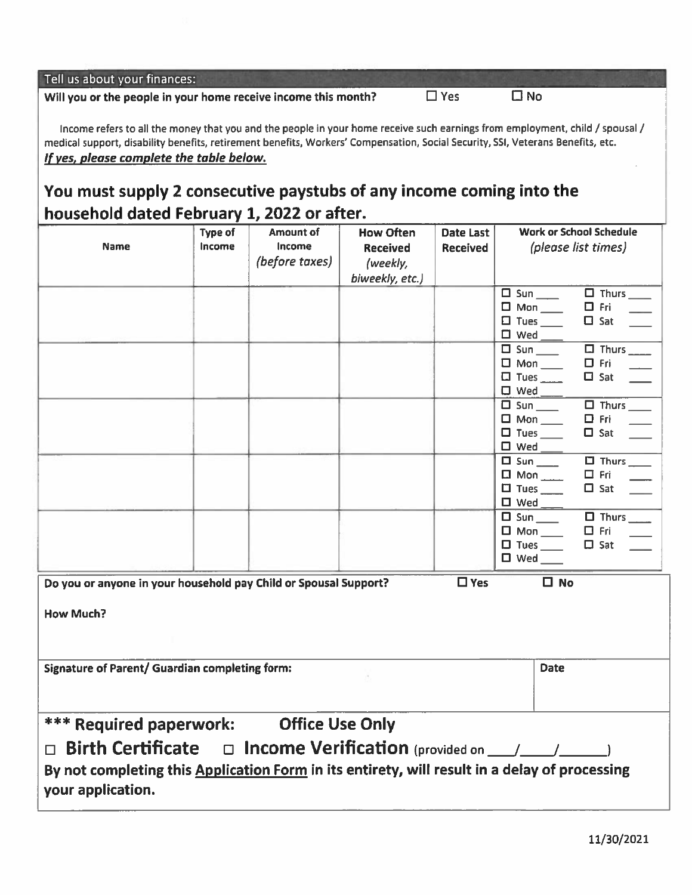## Tell us about your finances:

**Will you or the people in your home receive income this month?** ☐ Yes ☐ No

Income refers to all the money that you and the people in your home receive such earnings from employment, child / spousal / medical support, disability benefits, retirement benefits, Workers' Compensation, Social Security, SSI, Veterans Benefits, etc. ***If yes, please complete the table below.***

## You must supply 2 consecutive paystubs of any income coming into the household dated February 1, 2022 or after.

| Name | Type of Income | Amount of Income *(before taxes)* | How Often Received *(weekly, biweekly, etc.)* | Date Last Received | Work or School Schedule *(please list times)* |
|---|---|---|---|---|---|
| | | | | | ☐ Sun ___ ☐ Mon ___ ☐ Tues ___ ☐ Wed ___ ☐ Thurs ___ ☐ Fri ___ ☐ Sat ___ |
| | | | | | ☐ Sun ___ ☐ Mon ___ ☐ Tues ___ ☐ Wed ___ ☐ Thurs ___ ☐ Fri ___ ☐ Sat ___ |
| | | | | | ☐ Sun ___ ☐ Mon ___ ☐ Tues ___ ☐ Wed ___ ☐ Thurs ___ ☐ Fri ___ ☐ Sat ___ |
| | | | | | ☐ Sun ___ ☐ Mon ___ ☐ Tues ___ ☐ Wed ___ ☐ Thurs ___ ☐ Fri ___ ☐ Sat ___ |
| | | | | | ☐ Sun ___ ☐ Mon ___ ☐ Tues ___ ☐ Wed ___ ☐ Thurs ___ ☐ Fri ___ ☐ Sat ___ |

**Do you or anyone in your household pay Child or Spousal Support?** ☐ Yes ☐ No

**How Much?**

**Signature of Parent/ Guardian completing form:** **Date**

## *** Required paperwork: Office Use Only

□ **Birth Certificate** □ **Income Verification** (provided on ___/___/______)

**By not completing this Application Form in its entirety, will result in a delay of processing your application.**

11/30/2021